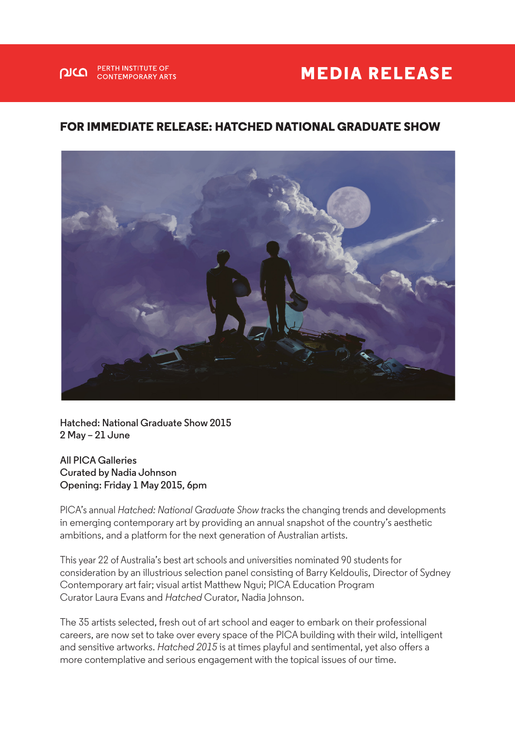PERTH INSTITUTE OF CONTEMPORARY ARTS

# MEDIA RELEASE

## FOR IMMEDIATE RELEASE: HATCHED NATIONAL GRADUATE SHOW

Hatched: National Graduate Show 2015
2 May – 21 June

All PICA Galleries
Curated by Nadia Johnson
Opening: Friday 1 May 2015, 6pm

PICA's annual *Hatched: National Graduate Show* tracks the changing trends and developments in emerging contemporary art by providing an annual snapshot of the country's aesthetic ambitions, and a platform for the next generation of Australian artists.

This year 22 of Australia's best art schools and universities nominated 90 students for consideration by an illustrious selection panel consisting of Barry Keldoulis, Director of Sydney Contemporary art fair; visual artist Matthew Ngui; PICA Education Program Curator Laura Evans and *Hatched* Curator, Nadia Johnson.

The 35 artists selected, fresh out of art school and eager to embark on their professional careers, are now set to take over every space of the PICA building with their wild, intelligent and sensitive artworks. *Hatched 2015* is at times playful and sentimental, yet also offers a more contemplative and serious engagement with the topical issues of our time.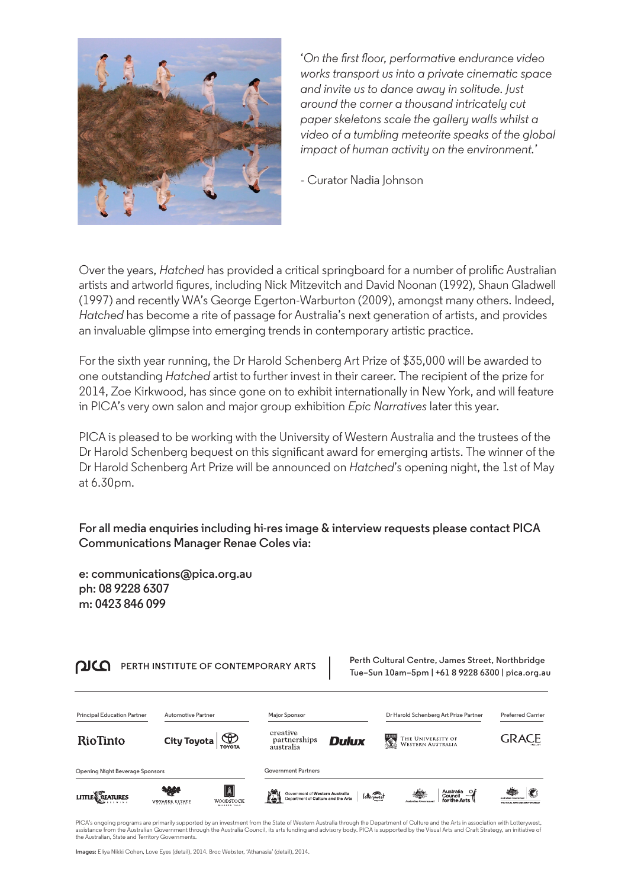*'On the first floor, performative endurance video works transport us into a private cinematic space and invite us to dance away in solitude. Just around the corner a thousand intricately cut paper skeletons scale the gallery walls whilst a video of a tumbling meteorite speaks of the global impact of human activity on the environment.'*

- Curator Nadia Johnson

Over the years, *Hatched* has provided a critical springboard for a number of prolific Australian artists and artworld figures, including Nick Mitzevitch and David Noonan (1992), Shaun Gladwell (1997) and recently WA's George Egerton-Warburton (2009), amongst many others. Indeed, *Hatched* has become a rite of passage for Australia's next generation of artists, and provides an invaluable glimpse into emerging trends in contemporary artistic practice.

For the sixth year running, the Dr Harold Schenberg Art Prize of $35,000 will be awarded to one outstanding *Hatched* artist to further invest in their career. The recipient of the prize for 2014, Zoe Kirkwood, has since gone on to exhibit internationally in New York, and will feature in PICA's very own salon and major group exhibition *Epic Narratives* later this year.

PICA is pleased to be working with the University of Western Australia and the trustees of the Dr Harold Schenberg bequest on this significant award for emerging artists. The winner of the Dr Harold Schenberg Art Prize will be announced on *Hatched*'s opening night, the 1st of May at 6.30pm.

**For all media enquiries including hi-res image & interview requests please contact PICA Communications Manager Renae Coles via:**

**e: communications@pica.org.au**
**ph: 08 9228 6307**
**m: 0423 846 099**

PICA PERTH INSTITUTE OF CONTEMPORARY ARTS

Perth Cultural Centre, James Street, Northbridge
Tue–Sun 10am–5pm | +61 8 9228 6300 | pica.org.au

Principal Education Partner: RioTinto
Automotive Partner: City Toyota
Major Sponsor: creative partnerships australia, Dulux
Dr Harold Schenberg Art Prize Partner: The University of Western Australia
Preferred Carrier: GRACE

Opening Night Beverage Sponsors: Little Creatures, Voyager Estate, Woodstock

Government Partners: Government of Western Australia Department of Culture and the Arts, Lotterywest, Australian Government, Australia Council for the Arts, The Visual Arts and Craft Strategy

PICA's ongoing programs are primarily supported by an investment from the State of Western Australia through the Department of Culture and the Arts in association with Lotterywest, assistance from the Australian Government through the Australia Council, its arts funding and advisory body. PICA is supported by the Visual Arts and Craft Strategy, an initiative of the Australian, State and Territory Governments.

**Images:** Eliya Nikki Cohen, Love Eyes (detail), 2014. Broc Webster, 'Athanasia' (detail), 2014.